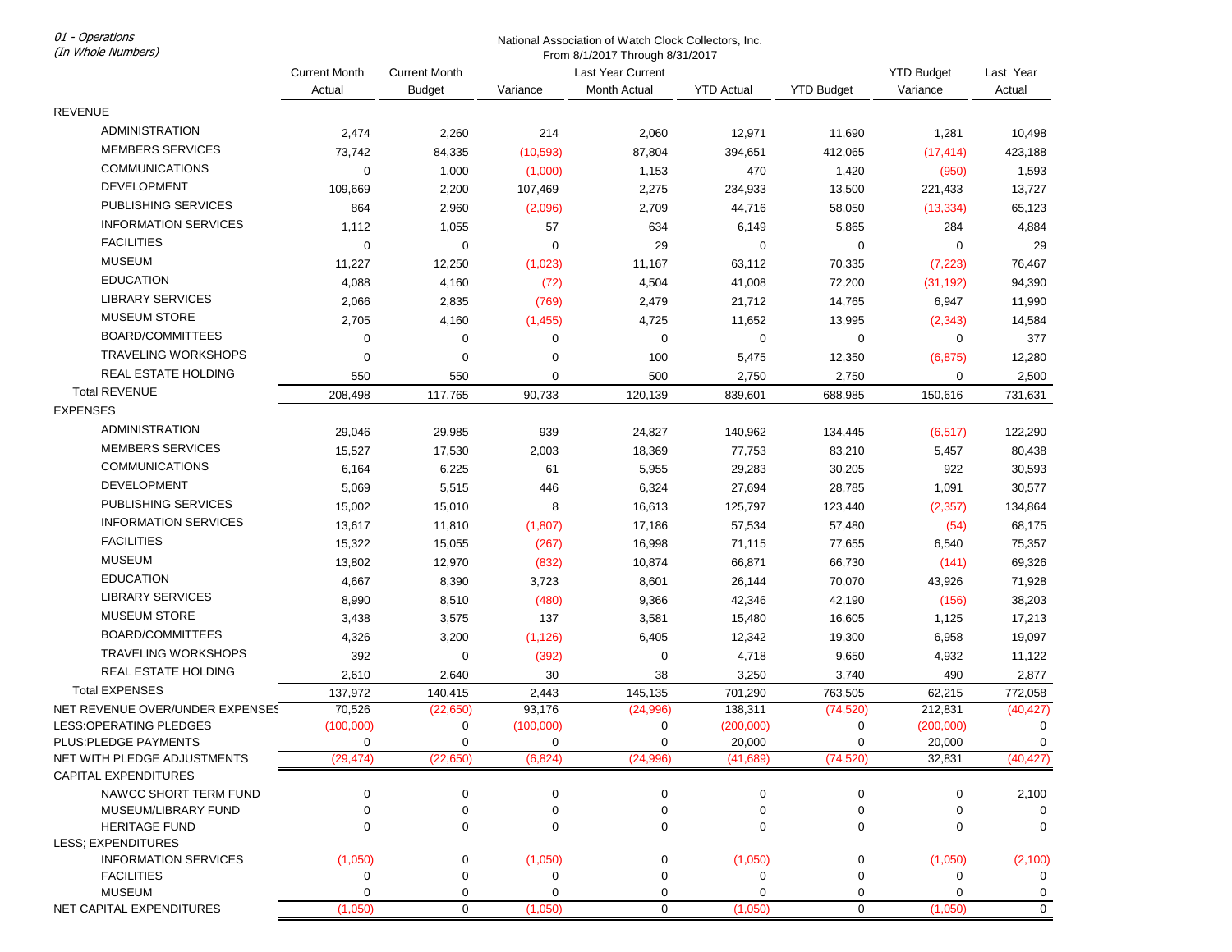*01 - Operations*
*(In Whole Numbers)*

National Association of Watch Clock Collectors, Inc.
From 8/1/2017 Through 8/31/2017

| | Current Month Actual | Current Month Budget | Variance | Last Year Current Month Actual | YTD Actual | YTD Budget | YTD Budget Variance | Last Year Actual |
|---|---|---|---|---|---|---|---|---|
| REVENUE | | | | | | | | |
| ADMINISTRATION | 2,474 | 2,260 | 214 | 2,060 | 12,971 | 11,690 | 1,281 | 10,498 |
| MEMBERS SERVICES | 73,742 | 84,335 | (10,593) | 87,804 | 394,651 | 412,065 | (17,414) | 423,188 |
| COMMUNICATIONS | 0 | 1,000 | (1,000) | 1,153 | 470 | 1,420 | (950) | 1,593 |
| DEVELOPMENT | 109,669 | 2,200 | 107,469 | 2,275 | 234,933 | 13,500 | 221,433 | 13,727 |
| PUBLISHING SERVICES | 864 | 2,960 | (2,096) | 2,709 | 44,716 | 58,050 | (13,334) | 65,123 |
| INFORMATION SERVICES | 1,112 | 1,055 | 57 | 634 | 6,149 | 5,865 | 284 | 4,884 |
| FACILITIES | 0 | 0 | 0 | 29 | 0 | 0 | 0 | 29 |
| MUSEUM | 11,227 | 12,250 | (1,023) | 11,167 | 63,112 | 70,335 | (7,223) | 76,467 |
| EDUCATION | 4,088 | 4,160 | (72) | 4,504 | 41,008 | 72,200 | (31,192) | 94,390 |
| LIBRARY SERVICES | 2,066 | 2,835 | (769) | 2,479 | 21,712 | 14,765 | 6,947 | 11,990 |
| MUSEUM STORE | 2,705 | 4,160 | (1,455) | 4,725 | 11,652 | 13,995 | (2,343) | 14,584 |
| BOARD/COMMITTEES | 0 | 0 | 0 | 0 | 0 | 0 | 0 | 377 |
| TRAVELING WORKSHOPS | 0 | 0 | 0 | 100 | 5,475 | 12,350 | (6,875) | 12,280 |
| REAL ESTATE HOLDING | 550 | 550 | 0 | 500 | 2,750 | 2,750 | 0 | 2,500 |
| Total REVENUE | 208,498 | 117,765 | 90,733 | 120,139 | 839,601 | 688,985 | 150,616 | 731,631 |
| EXPENSES | | | | | | | | |
| ADMINISTRATION | 29,046 | 29,985 | 939 | 24,827 | 140,962 | 134,445 | (6,517) | 122,290 |
| MEMBERS SERVICES | 15,527 | 17,530 | 2,003 | 18,369 | 77,753 | 83,210 | 5,457 | 80,438 |
| COMMUNICATIONS | 6,164 | 6,225 | 61 | 5,955 | 29,283 | 30,205 | 922 | 30,593 |
| DEVELOPMENT | 5,069 | 5,515 | 446 | 6,324 | 27,694 | 28,785 | 1,091 | 30,577 |
| PUBLISHING SERVICES | 15,002 | 15,010 | 8 | 16,613 | 125,797 | 123,440 | (2,357) | 134,864 |
| INFORMATION SERVICES | 13,617 | 11,810 | (1,807) | 17,186 | 57,534 | 57,480 | (54) | 68,175 |
| FACILITIES | 15,322 | 15,055 | (267) | 16,998 | 71,115 | 77,655 | 6,540 | 75,357 |
| MUSEUM | 13,802 | 12,970 | (832) | 10,874 | 66,871 | 66,730 | (141) | 69,326 |
| EDUCATION | 4,667 | 8,390 | 3,723 | 8,601 | 26,144 | 70,070 | 43,926 | 71,928 |
| LIBRARY SERVICES | 8,990 | 8,510 | (480) | 9,366 | 42,346 | 42,190 | (156) | 38,203 |
| MUSEUM STORE | 3,438 | 3,575 | 137 | 3,581 | 15,480 | 16,605 | 1,125 | 17,213 |
| BOARD/COMMITTEES | 4,326 | 3,200 | (1,126) | 6,405 | 12,342 | 19,300 | 6,958 | 19,097 |
| TRAVELING WORKSHOPS | 392 | 0 | (392) | 0 | 4,718 | 9,650 | 4,932 | 11,122 |
| REAL ESTATE HOLDING | 2,610 | 2,640 | 30 | 38 | 3,250 | 3,740 | 490 | 2,877 |
| Total EXPENSES | 137,972 | 140,415 | 2,443 | 145,135 | 701,290 | 763,505 | 62,215 | 772,058 |
| NET REVENUE OVER/UNDER EXPENSES | 70,526 | (22,650) | 93,176 | (24,996) | 138,311 | (74,520) | 212,831 | (40,427) |
| LESS:OPERATING PLEDGES | (100,000) | 0 | (100,000) | 0 | (200,000) | 0 | (200,000) | 0 |
| PLUS:PLEDGE PAYMENTS | 0 | 0 | 0 | 0 | 20,000 | 0 | 20,000 | 0 |
| NET WITH PLEDGE ADJUSTMENTS | (29,474) | (22,650) | (6,824) | (24,996) | (41,689) | (74,520) | 32,831 | (40,427) |
| CAPITAL EXPENDITURES | | | | | | | | |
| NAWCC SHORT TERM FUND | 0 | 0 | 0 | 0 | 0 | 0 | 0 | 2,100 |
| MUSEUM/LIBRARY FUND | 0 | 0 | 0 | 0 | 0 | 0 | 0 | 0 |
| HERITAGE FUND | 0 | 0 | 0 | 0 | 0 | 0 | 0 | 0 |
| LESS; EXPENDITURES | | | | | | | | |
| INFORMATION SERVICES | (1,050) | 0 | (1,050) | 0 | (1,050) | 0 | (1,050) | (2,100) |
| FACILITIES | 0 | 0 | 0 | 0 | 0 | 0 | 0 | 0 |
| MUSEUM | 0 | 0 | 0 | 0 | 0 | 0 | 0 | 0 |
| NET CAPITAL EXPENDITURES | (1,050) | 0 | (1,050) | 0 | (1,050) | 0 | (1,050) | 0 |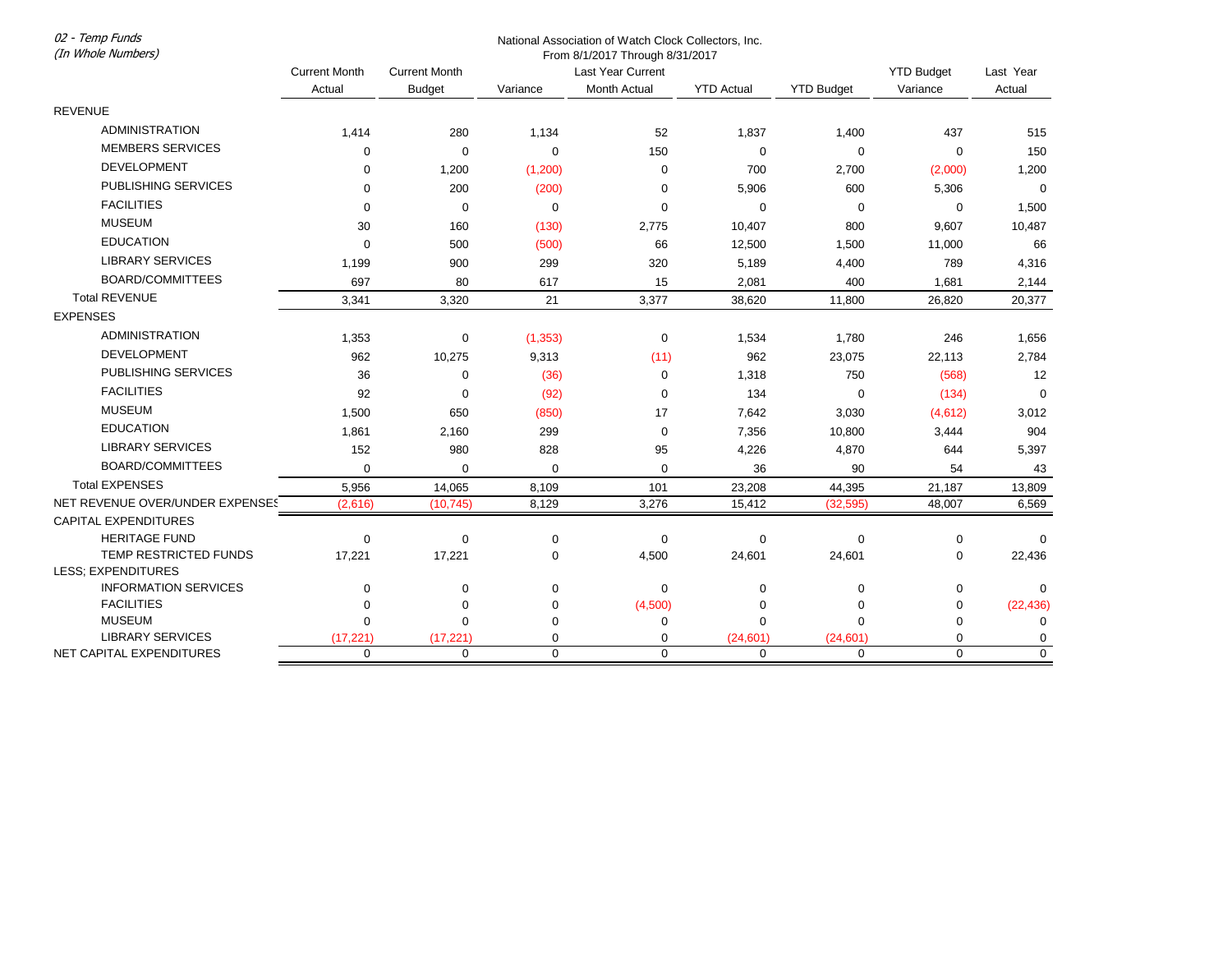*02 - Temp Funds*
*(In Whole Numbers)*

National Association of Watch Clock Collectors, Inc.
From 8/1/2017 Through 8/31/2017

| | Current Month Actual | Current Month Budget | Variance | Last Year Current Month Actual | YTD Actual | YTD Budget | YTD Budget Variance | Last Year Actual |
|---|---|---|---|---|---|---|---|---|
| REVENUE | | | | | | | | |
| ADMINISTRATION | 1,414 | 280 | 1,134 | 52 | 1,837 | 1,400 | 437 | 515 |
| MEMBERS SERVICES | 0 | 0 | 0 | 150 | 0 | 0 | 0 | 150 |
| DEVELOPMENT | 0 | 1,200 | (1,200) | 0 | 700 | 2,700 | (2,000) | 1,200 |
| PUBLISHING SERVICES | 0 | 200 | (200) | 0 | 5,906 | 600 | 5,306 | 0 |
| FACILITIES | 0 | 0 | 0 | 0 | 0 | 0 | 0 | 1,500 |
| MUSEUM | 30 | 160 | (130) | 2,775 | 10,407 | 800 | 9,607 | 10,487 |
| EDUCATION | 0 | 500 | (500) | 66 | 12,500 | 1,500 | 11,000 | 66 |
| LIBRARY SERVICES | 1,199 | 900 | 299 | 320 | 5,189 | 4,400 | 789 | 4,316 |
| BOARD/COMMITTEES | 697 | 80 | 617 | 15 | 2,081 | 400 | 1,681 | 2,144 |
| Total REVENUE | 3,341 | 3,320 | 21 | 3,377 | 38,620 | 11,800 | 26,820 | 20,377 |
| EXPENSES | | | | | | | | |
| ADMINISTRATION | 1,353 | 0 | (1,353) | 0 | 1,534 | 1,780 | 246 | 1,656 |
| DEVELOPMENT | 962 | 10,275 | 9,313 | (11) | 962 | 23,075 | 22,113 | 2,784 |
| PUBLISHING SERVICES | 36 | 0 | (36) | 0 | 1,318 | 750 | (568) | 12 |
| FACILITIES | 92 | 0 | (92) | 0 | 134 | 0 | (134) | 0 |
| MUSEUM | 1,500 | 650 | (850) | 17 | 7,642 | 3,030 | (4,612) | 3,012 |
| EDUCATION | 1,861 | 2,160 | 299 | 0 | 7,356 | 10,800 | 3,444 | 904 |
| LIBRARY SERVICES | 152 | 980 | 828 | 95 | 4,226 | 4,870 | 644 | 5,397 |
| BOARD/COMMITTEES | 0 | 0 | 0 | 0 | 36 | 90 | 54 | 43 |
| Total EXPENSES | 5,956 | 14,065 | 8,109 | 101 | 23,208 | 44,395 | 21,187 | 13,809 |
| NET REVENUE OVER/UNDER EXPENSES | (2,616) | (10,745) | 8,129 | 3,276 | 15,412 | (32,595) | 48,007 | 6,569 |
| CAPITAL EXPENDITURES | | | | | | | | |
| HERITAGE FUND | 0 | 0 | 0 | 0 | 0 | 0 | 0 | 0 |
| TEMP RESTRICTED FUNDS | 17,221 | 17,221 | 0 | 4,500 | 24,601 | 24,601 | 0 | 22,436 |
| LESS; EXPENDITURES | | | | | | | | |
| INFORMATION SERVICES | 0 | 0 | 0 | 0 | 0 | 0 | 0 | 0 |
| FACILITIES | 0 | 0 | 0 | (4,500) | 0 | 0 | 0 | (22,436) |
| MUSEUM | 0 | 0 | 0 | 0 | 0 | 0 | 0 | 0 |
| LIBRARY SERVICES | (17,221) | (17,221) | 0 | 0 | (24,601) | (24,601) | 0 | 0 |
| NET CAPITAL EXPENDITURES | 0 | 0 | 0 | 0 | 0 | 0 | 0 | 0 |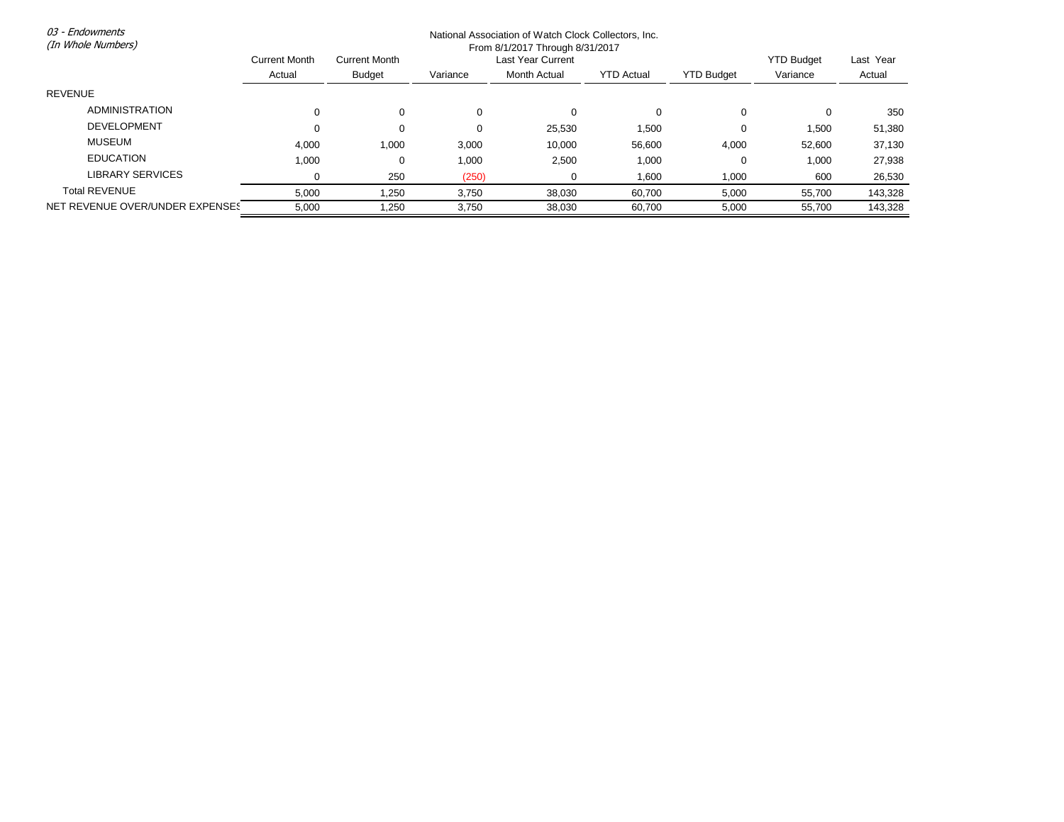*03 - Endowments*
*(In Whole Numbers)*

National Association of Watch Clock Collectors, Inc.
From 8/1/2017 Through 8/31/2017

| | Current Month Actual | Current Month Budget | Variance | Last Year Current Month Actual | YTD Actual | YTD Budget | YTD Budget Variance | Last Year Actual |
|---|---|---|---|---|---|---|---|---|
| REVENUE | | | | | | | | |
| ADMINISTRATION | 0 | 0 | 0 | 0 | 0 | 0 | 0 | 350 |
| DEVELOPMENT | 0 | 0 | 0 | 25,530 | 1,500 | 0 | 1,500 | 51,380 |
| MUSEUM | 4,000 | 1,000 | 3,000 | 10,000 | 56,600 | 4,000 | 52,600 | 37,130 |
| EDUCATION | 1,000 | 0 | 1,000 | 2,500 | 1,000 | 0 | 1,000 | 27,938 |
| LIBRARY SERVICES | 0 | 250 | (250) | 0 | 1,600 | 1,000 | 600 | 26,530 |
| Total REVENUE | 5,000 | 1,250 | 3,750 | 38,030 | 60,700 | 5,000 | 55,700 | 143,328 |
| NET REVENUE OVER/UNDER EXPENSES | 5,000 | 1,250 | 3,750 | 38,030 | 60,700 | 5,000 | 55,700 | 143,328 |